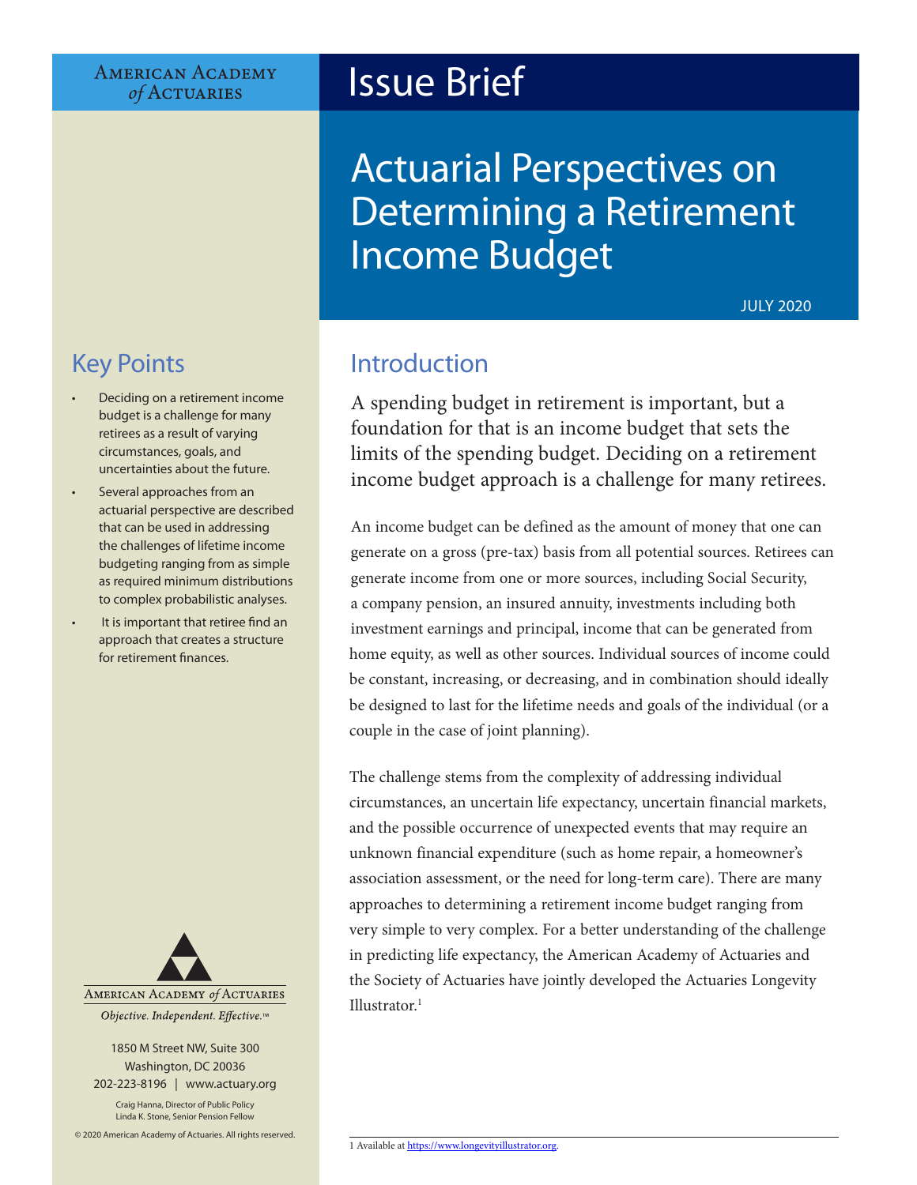American Academy of Actuaries

# Issue Brief

# Actuarial Perspectives on Determining a Retirement Income Budget

JULY 2020

## Key Points

- Deciding on a retirement income budget is a challenge for many retirees as a result of varying circumstances, goals, and uncertainties about the future.
- Several approaches from an actuarial perspective are described that can be used in addressing the challenges of lifetime income budgeting ranging from as simple as required minimum distributions to complex probabilistic analyses.
- It is important that retiree find an approach that creates a structure for retirement finances.

American Academy of Actuaries

*Objective. Independent. Effective.*™

1850 M Street NW, Suite 300
Washington, DC 20036
202-223-8196 | www.actuary.org

Craig Hanna, Director of Public Policy
Linda K. Stone, Senior Pension Fellow

© 2020 American Academy of Actuaries. All rights reserved.

## Introduction

A spending budget in retirement is important, but a foundation for that is an income budget that sets the limits of the spending budget. Deciding on a retirement income budget approach is a challenge for many retirees.

An income budget can be defined as the amount of money that one can generate on a gross (pre-tax) basis from all potential sources. Retirees can generate income from one or more sources, including Social Security, a company pension, an insured annuity, investments including both investment earnings and principal, income that can be generated from home equity, as well as other sources. Individual sources of income could be constant, increasing, or decreasing, and in combination should ideally be designed to last for the lifetime needs and goals of the individual (or a couple in the case of joint planning).

The challenge stems from the complexity of addressing individual circumstances, an uncertain life expectancy, uncertain financial markets, and the possible occurrence of unexpected events that may require an unknown financial expenditure (such as home repair, a homeowner's association assessment, or the need for long-term care). There are many approaches to determining a retirement income budget ranging from very simple to very complex. For a better understanding of the challenge in predicting life expectancy, the American Academy of Actuaries and the Society of Actuaries have jointly developed the Actuaries Longevity Illustrator.[1]

1 Available at https://www.longevityillustrator.org.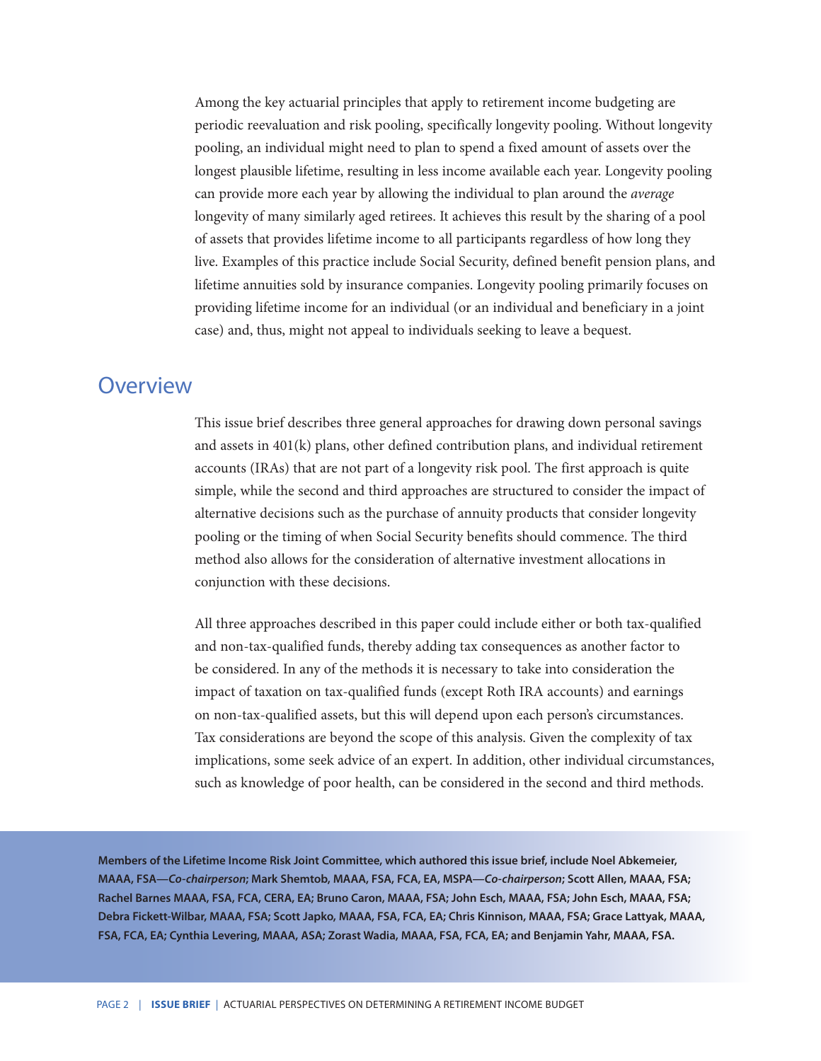Among the key actuarial principles that apply to retirement income budgeting are periodic reevaluation and risk pooling, specifically longevity pooling. Without longevity pooling, an individual might need to plan to spend a fixed amount of assets over the longest plausible lifetime, resulting in less income available each year. Longevity pooling can provide more each year by allowing the individual to plan around the *average* longevity of many similarly aged retirees. It achieves this result by the sharing of a pool of assets that provides lifetime income to all participants regardless of how long they live. Examples of this practice include Social Security, defined benefit pension plans, and lifetime annuities sold by insurance companies. Longevity pooling primarily focuses on providing lifetime income for an individual (or an individual and beneficiary in a joint case) and, thus, might not appeal to individuals seeking to leave a bequest.

## Overview

This issue brief describes three general approaches for drawing down personal savings and assets in 401(k) plans, other defined contribution plans, and individual retirement accounts (IRAs) that are not part of a longevity risk pool. The first approach is quite simple, while the second and third approaches are structured to consider the impact of alternative decisions such as the purchase of annuity products that consider longevity pooling or the timing of when Social Security benefits should commence. The third method also allows for the consideration of alternative investment allocations in conjunction with these decisions.

All three approaches described in this paper could include either or both tax-qualified and non-tax-qualified funds, thereby adding tax consequences as another factor to be considered. In any of the methods it is necessary to take into consideration the impact of taxation on tax-qualified funds (except Roth IRA accounts) and earnings on non-tax-qualified assets, but this will depend upon each person's circumstances. Tax considerations are beyond the scope of this analysis. Given the complexity of tax implications, some seek advice of an expert. In addition, other individual circumstances, such as knowledge of poor health, can be considered in the second and third methods.

**Members of the Lifetime Income Risk Joint Committee, which authored this issue brief, include Noel Abkemeier, MAAA, FSA—*Co-chairperson*; Mark Shemtob, MAAA, FSA, FCA, EA, MSPA—*Co-chairperson*; Scott Allen, MAAA, FSA; Rachel Barnes MAAA, FSA, FCA, CERA, EA; Bruno Caron, MAAA, FSA; John Esch, MAAA, FSA; John Esch, MAAA, FSA; Debra Fickett-Wilbar, MAAA, FSA; Scott Japko, MAAA, FSA, FCA, EA; Chris Kinnison, MAAA, FSA; Grace Lattyak, MAAA, FSA, FCA, EA; Cynthia Levering, MAAA, ASA; Zorast Wadia, MAAA, FSA, FCA, EA; and Benjamin Yahr, MAAA, FSA.**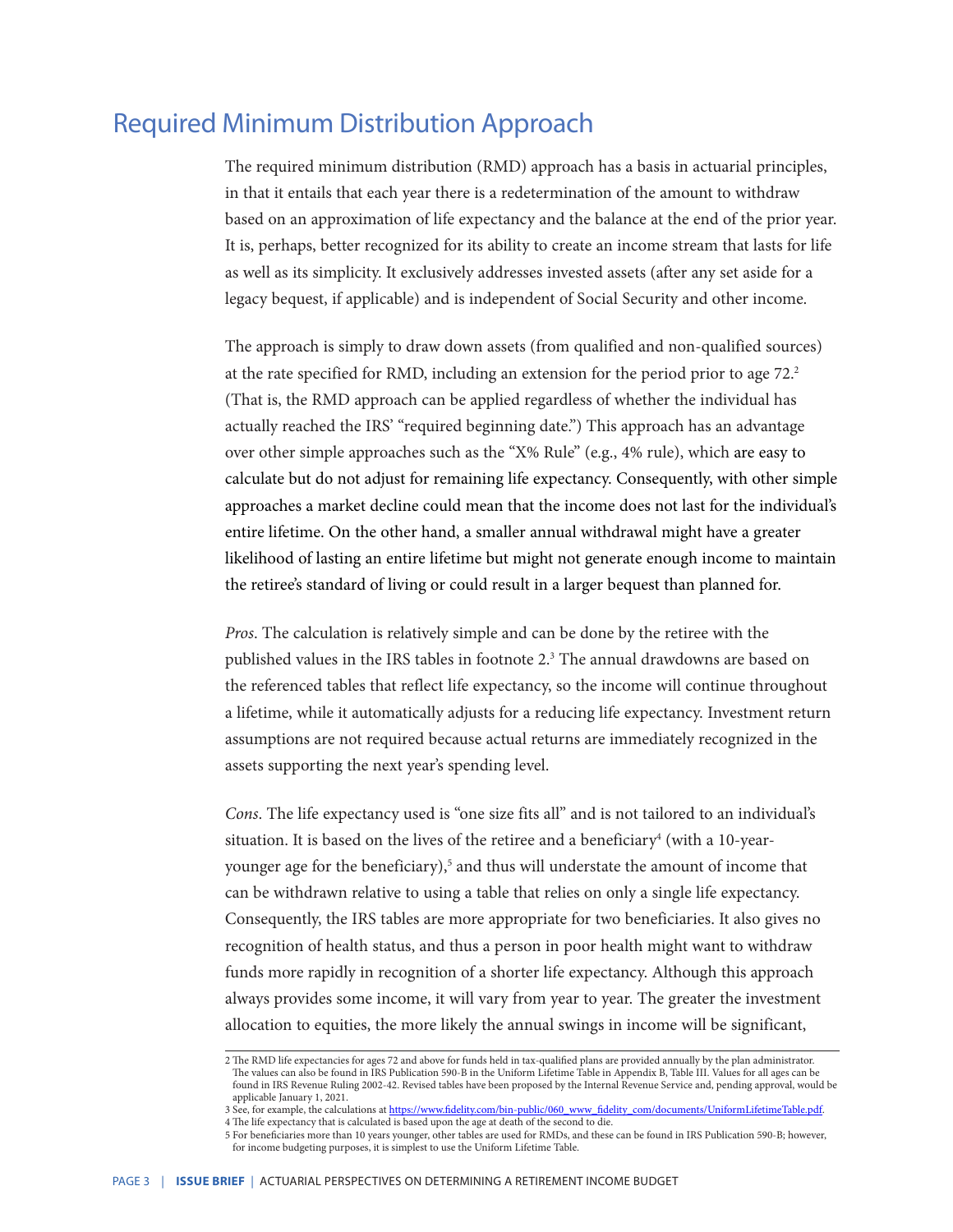## Required Minimum Distribution Approach

The required minimum distribution (RMD) approach has a basis in actuarial principles, in that it entails that each year there is a redetermination of the amount to withdraw based on an approximation of life expectancy and the balance at the end of the prior year. It is, perhaps, better recognized for its ability to create an income stream that lasts for life as well as its simplicity. It exclusively addresses invested assets (after any set aside for a legacy bequest, if applicable) and is independent of Social Security and other income.

The approach is simply to draw down assets (from qualified and non-qualified sources) at the rate specified for RMD, including an extension for the period prior to age 72.[2] (That is, the RMD approach can be applied regardless of whether the individual has actually reached the IRS' "required beginning date.") This approach has an advantage over other simple approaches such as the "X% Rule" (e.g., 4% rule), which are easy to calculate but do not adjust for remaining life expectancy. Consequently, with other simple approaches a market decline could mean that the income does not last for the individual's entire lifetime. On the other hand, a smaller annual withdrawal might have a greater likelihood of lasting an entire lifetime but might not generate enough income to maintain the retiree's standard of living or could result in a larger bequest than planned for.

*Pros*. The calculation is relatively simple and can be done by the retiree with the published values in the IRS tables in footnote 2.[3] The annual drawdowns are based on the referenced tables that reflect life expectancy, so the income will continue throughout a lifetime, while it automatically adjusts for a reducing life expectancy. Investment return assumptions are not required because actual returns are immediately recognized in the assets supporting the next year's spending level.

*Cons*. The life expectancy used is "one size fits all" and is not tailored to an individual's situation. It is based on the lives of the retiree and a beneficiary[4] (with a 10-year-younger age for the beneficiary),[5] and thus will understate the amount of income that can be withdrawn relative to using a table that relies on only a single life expectancy. Consequently, the IRS tables are more appropriate for two beneficiaries. It also gives no recognition of health status, and thus a person in poor health might want to withdraw funds more rapidly in recognition of a shorter life expectancy. Although this approach always provides some income, it will vary from year to year. The greater the investment allocation to equities, the more likely the annual swings in income will be significant,

---

2 The RMD life expectancies for ages 72 and above for funds held in tax-qualified plans are provided annually by the plan administrator. The values can also be found in IRS Publication 590-B in the Uniform Lifetime Table in Appendix B, Table III. Values for all ages can be found in IRS Revenue Ruling 2002-42. Revised tables have been proposed by the Internal Revenue Service and, pending approval, would be applicable January 1, 2021.

3 See, for example, the calculations at https://www.fidelity.com/bin-public/060_www_fidelity_com/documents/UniformLifetimeTable.pdf.

4 The life expectancy that is calculated is based upon the age at death of the second to die.

5 For beneficiaries more than 10 years younger, other tables are used for RMDs, and these can be found in IRS Publication 590-B; however, for income budgeting purposes, it is simplest to use the Uniform Lifetime Table.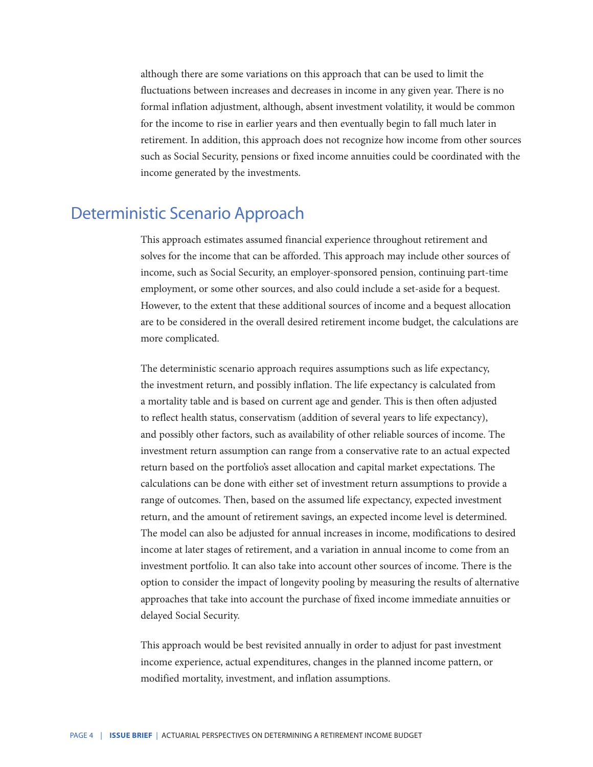although there are some variations on this approach that can be used to limit the fluctuations between increases and decreases in income in any given year. There is no formal inflation adjustment, although, absent investment volatility, it would be common for the income to rise in earlier years and then eventually begin to fall much later in retirement. In addition, this approach does not recognize how income from other sources such as Social Security, pensions or fixed income annuities could be coordinated with the income generated by the investments.

## Deterministic Scenario Approach

This approach estimates assumed financial experience throughout retirement and solves for the income that can be afforded. This approach may include other sources of income, such as Social Security, an employer-sponsored pension, continuing part-time employment, or some other sources, and also could include a set-aside for a bequest. However, to the extent that these additional sources of income and a bequest allocation are to be considered in the overall desired retirement income budget, the calculations are more complicated.

The deterministic scenario approach requires assumptions such as life expectancy, the investment return, and possibly inflation. The life expectancy is calculated from a mortality table and is based on current age and gender. This is then often adjusted to reflect health status, conservatism (addition of several years to life expectancy), and possibly other factors, such as availability of other reliable sources of income. The investment return assumption can range from a conservative rate to an actual expected return based on the portfolio's asset allocation and capital market expectations. The calculations can be done with either set of investment return assumptions to provide a range of outcomes. Then, based on the assumed life expectancy, expected investment return, and the amount of retirement savings, an expected income level is determined. The model can also be adjusted for annual increases in income, modifications to desired income at later stages of retirement, and a variation in annual income to come from an investment portfolio. It can also take into account other sources of income. There is the option to consider the impact of longevity pooling by measuring the results of alternative approaches that take into account the purchase of fixed income immediate annuities or delayed Social Security.

This approach would be best revisited annually in order to adjust for past investment income experience, actual expenditures, changes in the planned income pattern, or modified mortality, investment, and inflation assumptions.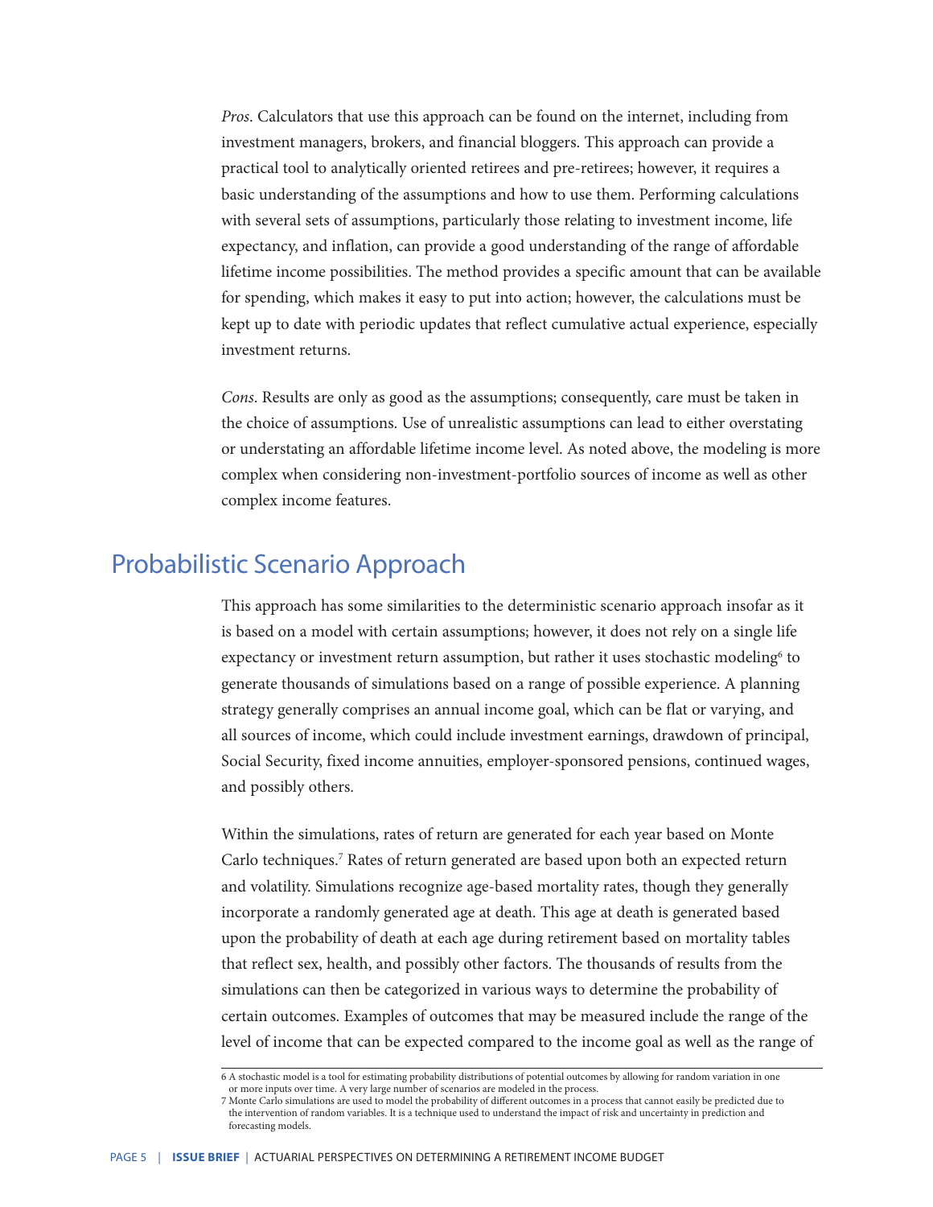*Pros*. Calculators that use this approach can be found on the internet, including from investment managers, brokers, and financial bloggers. This approach can provide a practical tool to analytically oriented retirees and pre-retirees; however, it requires a basic understanding of the assumptions and how to use them. Performing calculations with several sets of assumptions, particularly those relating to investment income, life expectancy, and inflation, can provide a good understanding of the range of affordable lifetime income possibilities. The method provides a specific amount that can be available for spending, which makes it easy to put into action; however, the calculations must be kept up to date with periodic updates that reflect cumulative actual experience, especially investment returns.

*Cons*. Results are only as good as the assumptions; consequently, care must be taken in the choice of assumptions. Use of unrealistic assumptions can lead to either overstating or understating an affordable lifetime income level. As noted above, the modeling is more complex when considering non-investment-portfolio sources of income as well as other complex income features.

## Probabilistic Scenario Approach

This approach has some similarities to the deterministic scenario approach insofar as it is based on a model with certain assumptions; however, it does not rely on a single life expectancy or investment return assumption, but rather it uses stochastic modeling[6] to generate thousands of simulations based on a range of possible experience. A planning strategy generally comprises an annual income goal, which can be flat or varying, and all sources of income, which could include investment earnings, drawdown of principal, Social Security, fixed income annuities, employer-sponsored pensions, continued wages, and possibly others.

Within the simulations, rates of return are generated for each year based on Monte Carlo techniques.[7] Rates of return generated are based upon both an expected return and volatility. Simulations recognize age-based mortality rates, though they generally incorporate a randomly generated age at death. This age at death is generated based upon the probability of death at each age during retirement based on mortality tables that reflect sex, health, and possibly other factors. The thousands of results from the simulations can then be categorized in various ways to determine the probability of certain outcomes. Examples of outcomes that may be measured include the range of the level of income that can be expected compared to the income goal as well as the range of

---

6 A stochastic model is a tool for estimating probability distributions of potential outcomes by allowing for random variation in one or more inputs over time. A very large number of scenarios are modeled in the process.

7 Monte Carlo simulations are used to model the probability of different outcomes in a process that cannot easily be predicted due to the intervention of random variables. It is a technique used to understand the impact of risk and uncertainty in prediction and forecasting models.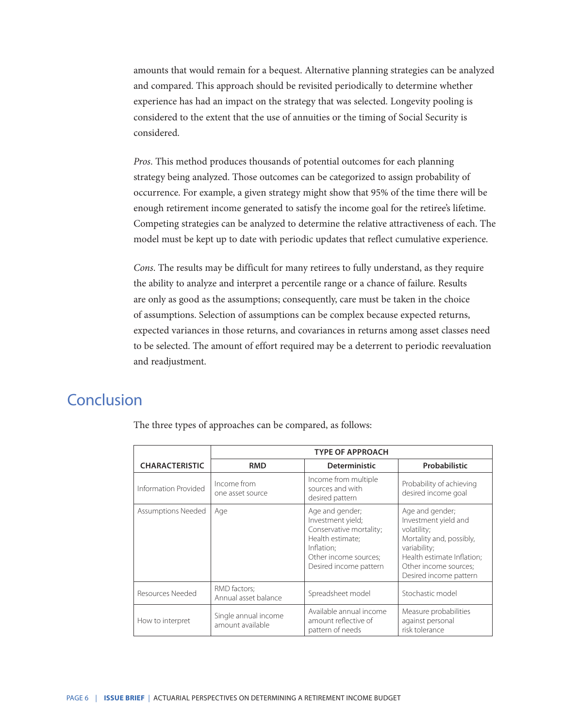amounts that would remain for a bequest. Alternative planning strategies can be analyzed and compared. This approach should be revisited periodically to determine whether experience has had an impact on the strategy that was selected. Longevity pooling is considered to the extent that the use of annuities or the timing of Social Security is considered.

*Pros*. This method produces thousands of potential outcomes for each planning strategy being analyzed. Those outcomes can be categorized to assign probability of occurrence. For example, a given strategy might show that 95% of the time there will be enough retirement income generated to satisfy the income goal for the retiree's lifetime. Competing strategies can be analyzed to determine the relative attractiveness of each. The model must be kept up to date with periodic updates that reflect cumulative experience.

*Cons*. The results may be difficult for many retirees to fully understand, as they require the ability to analyze and interpret a percentile range or a chance of failure. Results are only as good as the assumptions; consequently, care must be taken in the choice of assumptions. Selection of assumptions can be complex because expected returns, expected variances in those returns, and covariances in returns among asset classes need to be selected. The amount of effort required may be a deterrent to periodic reevaluation and readjustment.

## Conclusion

The three types of approaches can be compared, as follows:

| CHARACTERISTIC | TYPE OF APPROACH | | |
|---|---|---|---|
| | **RMD** | **Deterministic** | **Probabilistic** |
| Information Provided | Income from one asset source | Income from multiple sources and with desired pattern | Probability of achieving desired income goal |
| Assumptions Needed | Age | Age and gender; Investment yield; Conservative mortality; Health estimate; Inflation; Other income sources; Desired income pattern | Age and gender; Investment yield and volatility; Mortality and, possibly, variability; Health estimate Inflation; Other income sources; Desired income pattern |
| Resources Needed | RMD factors; Annual asset balance | Spreadsheet model | Stochastic model |
| How to interpret | Single annual income amount available | Available annual income amount reflective of pattern of needs | Measure probabilities against personal risk tolerance |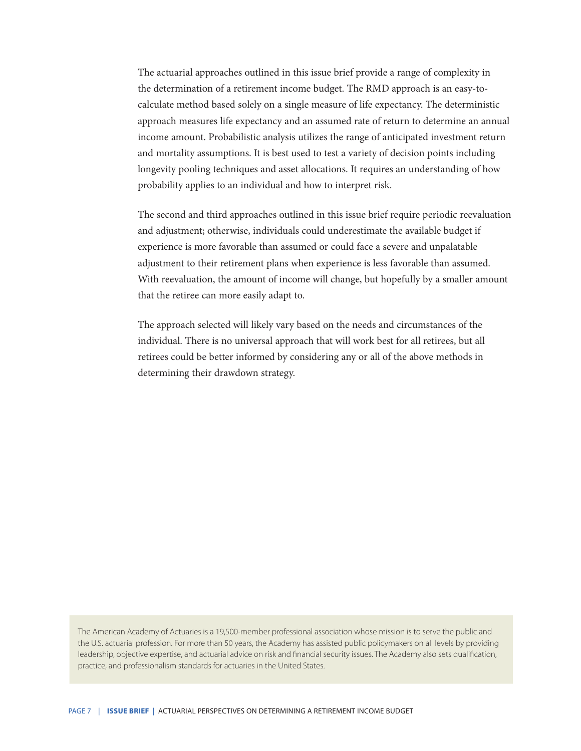The actuarial approaches outlined in this issue brief provide a range of complexity in the determination of a retirement income budget. The RMD approach is an easy-to-calculate method based solely on a single measure of life expectancy. The deterministic approach measures life expectancy and an assumed rate of return to determine an annual income amount. Probabilistic analysis utilizes the range of anticipated investment return and mortality assumptions. It is best used to test a variety of decision points including longevity pooling techniques and asset allocations. It requires an understanding of how probability applies to an individual and how to interpret risk.

The second and third approaches outlined in this issue brief require periodic reevaluation and adjustment; otherwise, individuals could underestimate the available budget if experience is more favorable than assumed or could face a severe and unpalatable adjustment to their retirement plans when experience is less favorable than assumed. With reevaluation, the amount of income will change, but hopefully by a smaller amount that the retiree can more easily adapt to.

The approach selected will likely vary based on the needs and circumstances of the individual. There is no universal approach that will work best for all retirees, but all retirees could be better informed by considering any or all of the above methods in determining their drawdown strategy.

The American Academy of Actuaries is a 19,500-member professional association whose mission is to serve the public and the U.S. actuarial profession. For more than 50 years, the Academy has assisted public policymakers on all levels by providing leadership, objective expertise, and actuarial advice on risk and financial security issues. The Academy also sets qualification, practice, and professionalism standards for actuaries in the United States.